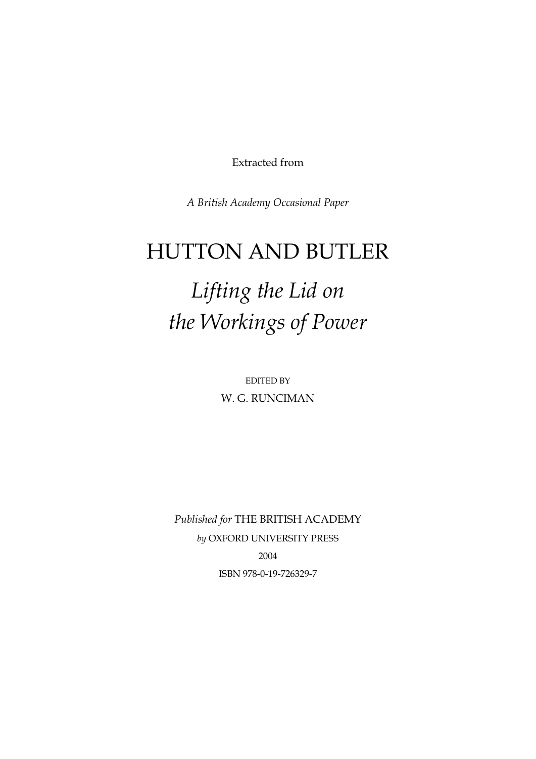Extracted from

*A British Academy Occasional Paper*

# HUTTON AND BUTLER

## *Lifting the Lid on the Workings of Power*

EDITED BY

W. G. RUNCIMAN

*Published for* THE BRITISH ACADEMY

*by* OXFORD UNIVERSITY PRESS

2004

ISBN 978-0-19-726329-7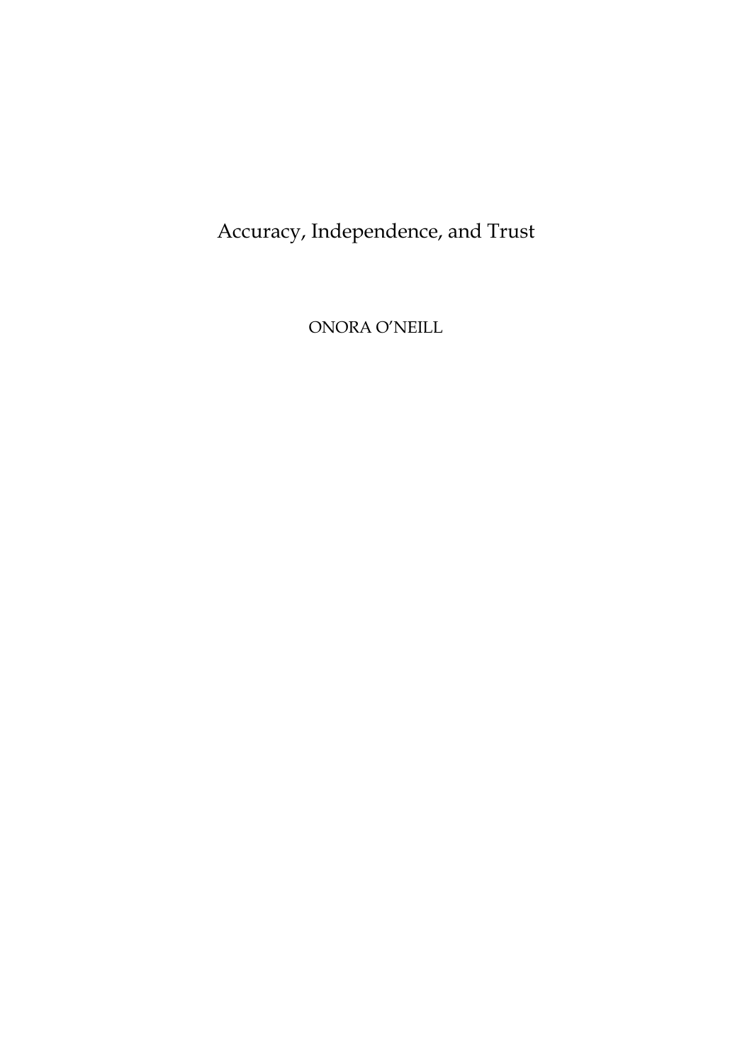# Accuracy, Independence, and Trust

ONORA O'NEILL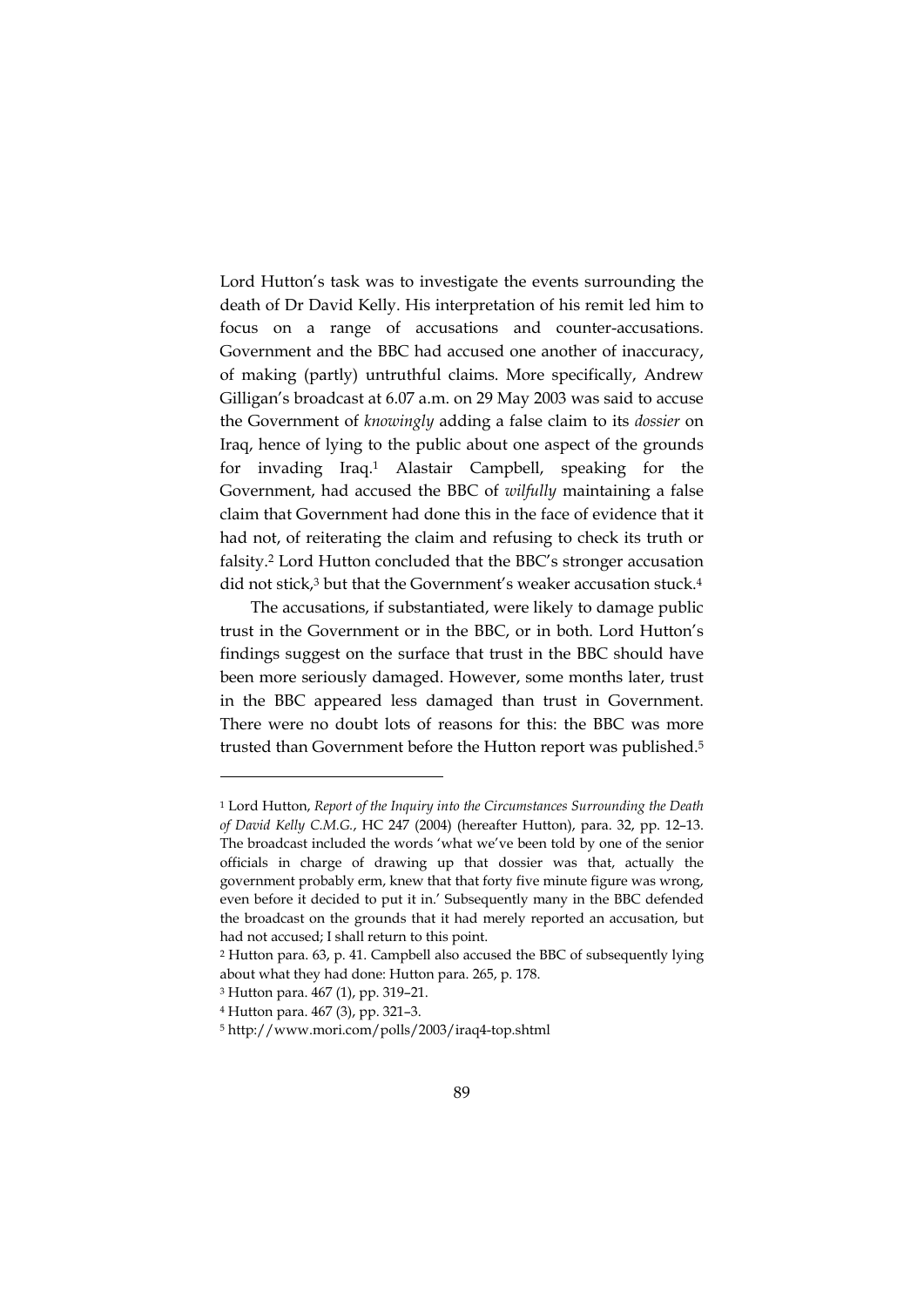Lord Hutton's task was to investigate the events surrounding the death of Dr David Kelly. His interpretation of his remit led him to focus on a range of accusations and counter-accusations. Government and the BBC had accused one another of inaccuracy, of making (partly) untruthful claims. More specifically, Andrew Gilligan's broadcast at 6.07 a.m. on 29 May 2003 was said to accuse the Government of *knowingly* adding a false claim to its *dossier* on Iraq, hence of lying to the public about one aspect of the grounds for invading Iraq.[1] Alastair Campbell, speaking for the Government, had accused the BBC of *wilfully* maintaining a false claim that Government had done this in the face of evidence that it had not, of reiterating the claim and refusing to check its truth or falsity.[2] Lord Hutton concluded that the BBC's stronger accusation did not stick,[3] but that the Government's weaker accusation stuck.[4]

The accusations, if substantiated, were likely to damage public trust in the Government or in the BBC, or in both. Lord Hutton's findings suggest on the surface that trust in the BBC should have been more seriously damaged. However, some months later, trust in the BBC appeared less damaged than trust in Government. There were no doubt lots of reasons for this: the BBC was more trusted than Government before the Hutton report was published.[5]

---

[1] Lord Hutton, *Report of the Inquiry into the Circumstances Surrounding the Death of David Kelly C.M.G.*, HC 247 (2004) (hereafter Hutton), para. 32, pp. 12–13. The broadcast included the words 'what we've been told by one of the senior officials in charge of drawing up that dossier was that, actually the government probably erm, knew that that forty five minute figure was wrong, even before it decided to put it in.' Subsequently many in the BBC defended the broadcast on the grounds that it had merely reported an accusation, but had not accused; I shall return to this point.

[2] Hutton para. 63, p. 41. Campbell also accused the BBC of subsequently lying about what they had done: Hutton para. 265, p. 178.

[3] Hutton para. 467 (1), pp. 319–21.

[4] Hutton para. 467 (3), pp. 321–3.

[5] http://www.mori.com/polls/2003/iraq4-top.shtml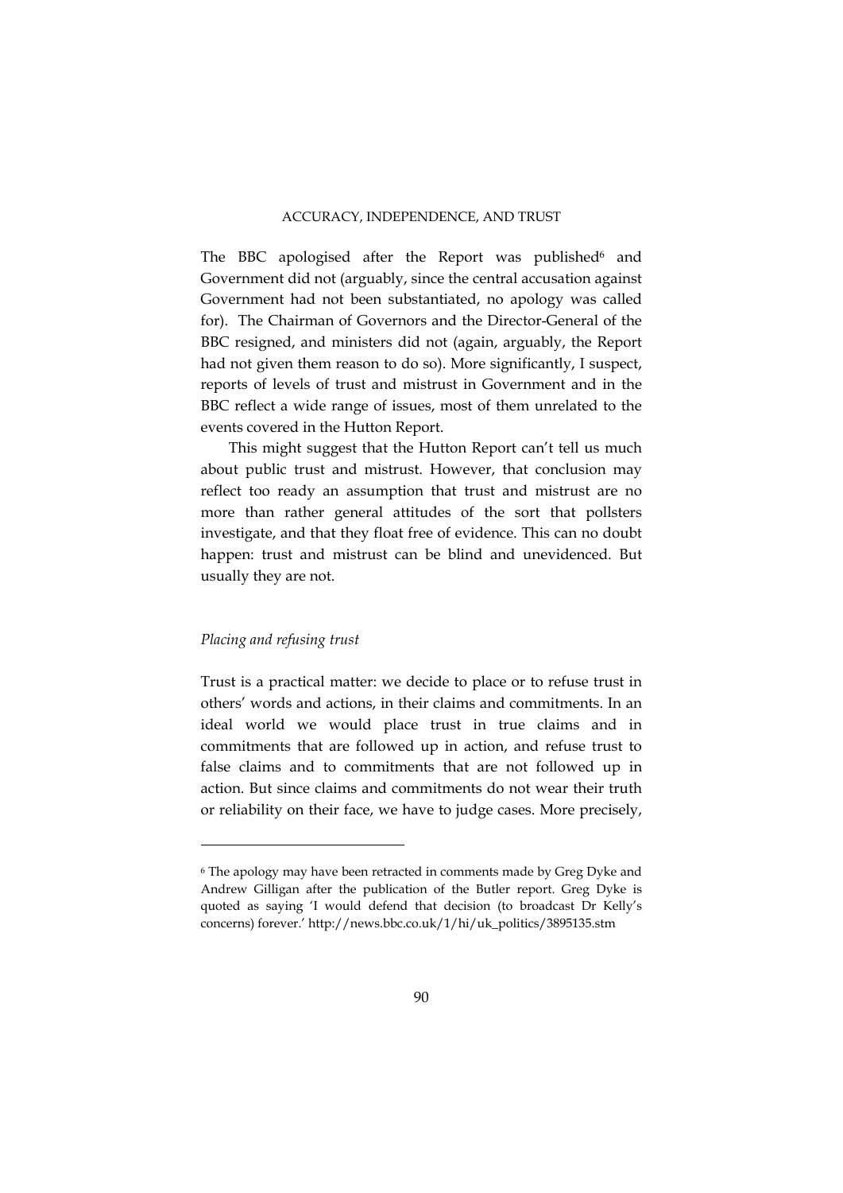The BBC apologised after the Report was published[6] and Government did not (arguably, since the central accusation against Government had not been substantiated, no apology was called for). The Chairman of Governors and the Director-General of the BBC resigned, and ministers did not (again, arguably, the Report had not given them reason to do so). More significantly, I suspect, reports of levels of trust and mistrust in Government and in the BBC reflect a wide range of issues, most of them unrelated to the events covered in the Hutton Report.

This might suggest that the Hutton Report can't tell us much about public trust and mistrust. However, that conclusion may reflect too ready an assumption that trust and mistrust are no more than rather general attitudes of the sort that pollsters investigate, and that they float free of evidence. This can no doubt happen: trust and mistrust can be blind and unevidenced. But usually they are not.

### *Placing and refusing trust*

Trust is a practical matter: we decide to place or to refuse trust in others' words and actions, in their claims and commitments. In an ideal world we would place trust in true claims and in commitments that are followed up in action, and refuse trust to false claims and to commitments that are not followed up in action. But since claims and commitments do not wear their truth or reliability on their face, we have to judge cases. More precisely,

---

[6] The apology may have been retracted in comments made by Greg Dyke and Andrew Gilligan after the publication of the Butler report. Greg Dyke is quoted as saying 'I would defend that decision (to broadcast Dr Kelly's concerns) forever.' http://news.bbc.co.uk/1/hi/uk_politics/3895135.stm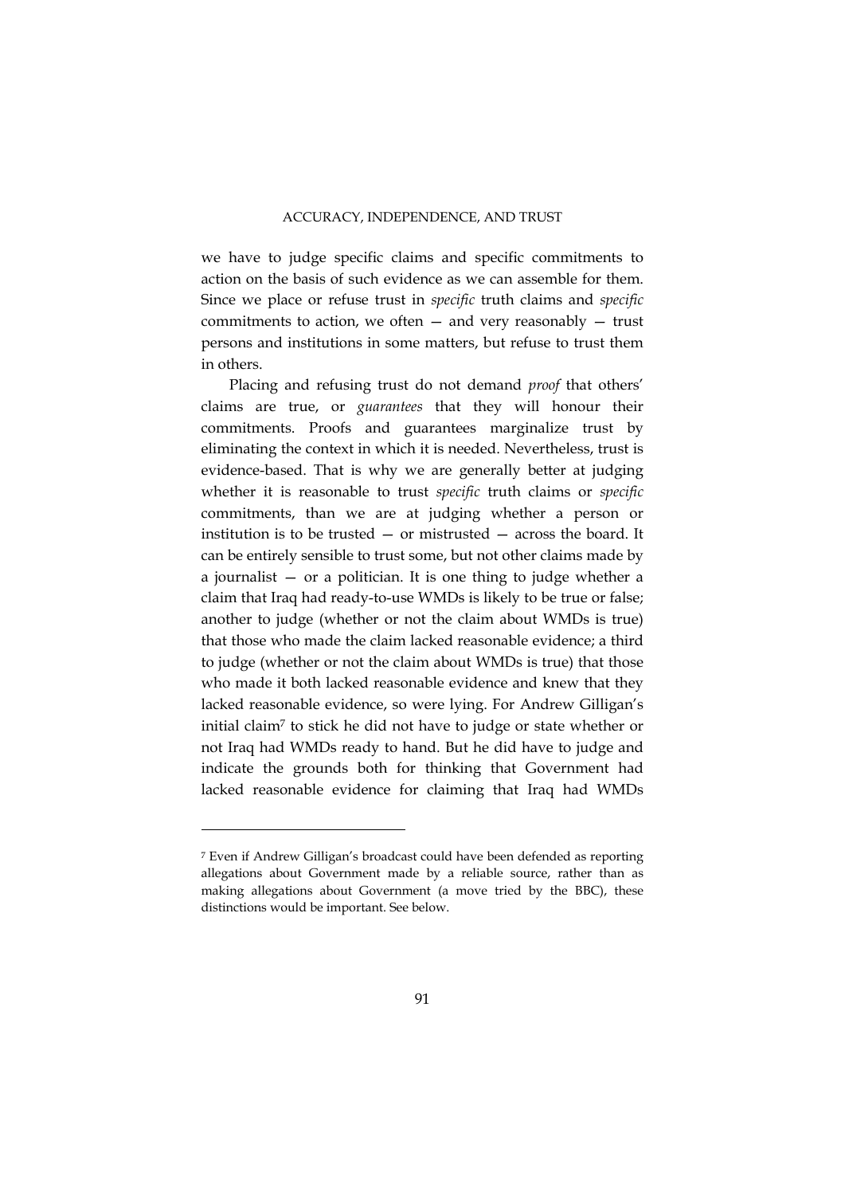we have to judge specific claims and specific commitments to action on the basis of such evidence as we can assemble for them. Since we place or refuse trust in *specific* truth claims and *specific* commitments to action, we often — and very reasonably — trust persons and institutions in some matters, but refuse to trust them in others.

Placing and refusing trust do not demand *proof* that others' claims are true, or *guarantees* that they will honour their commitments. Proofs and guarantees marginalize trust by eliminating the context in which it is needed. Nevertheless, trust is evidence-based. That is why we are generally better at judging whether it is reasonable to trust *specific* truth claims or *specific* commitments, than we are at judging whether a person or institution is to be trusted — or mistrusted — across the board. It can be entirely sensible to trust some, but not other claims made by a journalist — or a politician. It is one thing to judge whether a claim that Iraq had ready-to-use WMDs is likely to be true or false; another to judge (whether or not the claim about WMDs is true) that those who made the claim lacked reasonable evidence; a third to judge (whether or not the claim about WMDs is true) that those who made it both lacked reasonable evidence and knew that they lacked reasonable evidence, so were lying. For Andrew Gilligan's initial claim[7] to stick he did not have to judge or state whether or not Iraq had WMDs ready to hand. But he did have to judge and indicate the grounds both for thinking that Government had lacked reasonable evidence for claiming that Iraq had WMDs

[7] Even if Andrew Gilligan's broadcast could have been defended as reporting allegations about Government made by a reliable source, rather than as making allegations about Government (a move tried by the BBC), these distinctions would be important. See below.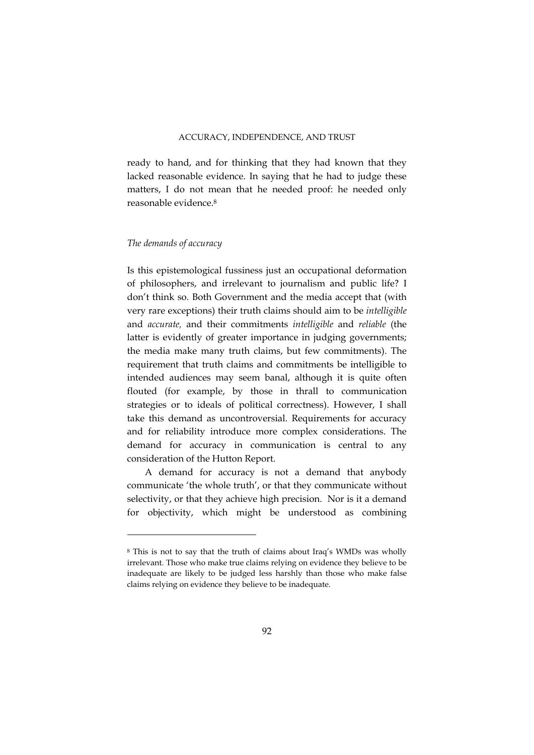ready to hand, and for thinking that they had known that they lacked reasonable evidence. In saying that he had to judge these matters, I do not mean that he needed proof: he needed only reasonable evidence.[8]

### *The demands of accuracy*

Is this epistemological fussiness just an occupational deformation of philosophers, and irrelevant to journalism and public life? I don't think so. Both Government and the media accept that (with very rare exceptions) their truth claims should aim to be *intelligible* and *accurate,* and their commitments *intelligible* and *reliable* (the latter is evidently of greater importance in judging governments; the media make many truth claims, but few commitments). The requirement that truth claims and commitments be intelligible to intended audiences may seem banal, although it is quite often flouted (for example, by those in thrall to communication strategies or to ideals of political correctness). However, I shall take this demand as uncontroversial. Requirements for accuracy and for reliability introduce more complex considerations. The demand for accuracy in communication is central to any consideration of the Hutton Report.

A demand for accuracy is not a demand that anybody communicate 'the whole truth', or that they communicate without selectivity, or that they achieve high precision. Nor is it a demand for objectivity, which might be understood as combining

---

[8] This is not to say that the truth of claims about Iraq's WMDs was wholly irrelevant. Those who make true claims relying on evidence they believe to be inadequate are likely to be judged less harshly than those who make false claims relying on evidence they believe to be inadequate.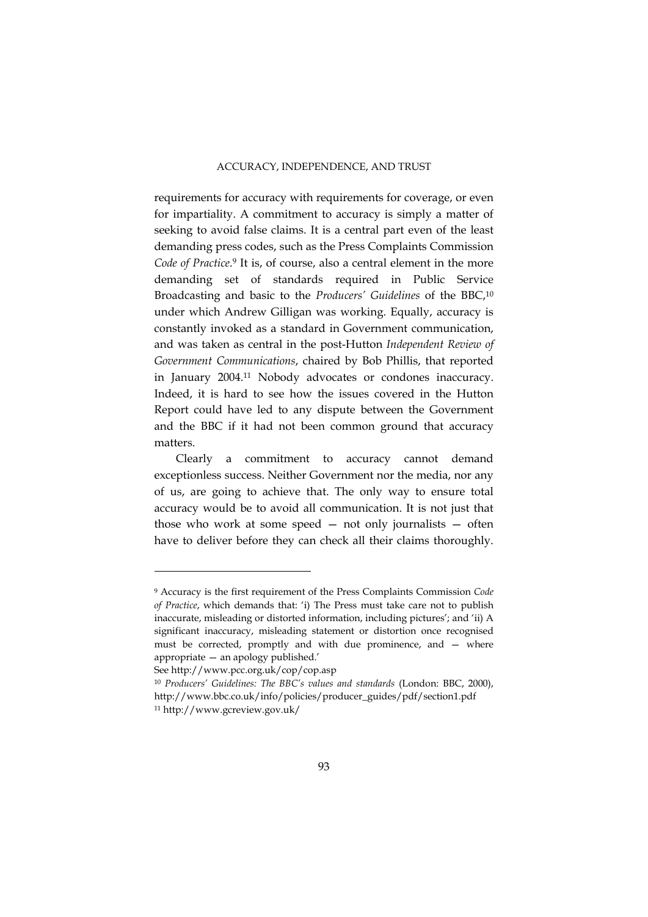requirements for accuracy with requirements for coverage, or even for impartiality. A commitment to accuracy is simply a matter of seeking to avoid false claims. It is a central part even of the least demanding press codes, such as the Press Complaints Commission *Code of Practice*.[9] It is, of course, also a central element in the more demanding set of standards required in Public Service Broadcasting and basic to the *Producers' Guidelines* of the BBC,[10] under which Andrew Gilligan was working. Equally, accuracy is constantly invoked as a standard in Government communication, and was taken as central in the post-Hutton *Independent Review of Government Communications*, chaired by Bob Phillis, that reported in January 2004.[11] Nobody advocates or condones inaccuracy. Indeed, it is hard to see how the issues covered in the Hutton Report could have led to any dispute between the Government and the BBC if it had not been common ground that accuracy matters.

Clearly a commitment to accuracy cannot demand exceptionless success. Neither Government nor the media, nor any of us, are going to achieve that. The only way to ensure total accuracy would be to avoid all communication. It is not just that those who work at some speed — not only journalists — often have to deliver before they can check all their claims thoroughly.

---

[9] Accuracy is the first requirement of the Press Complaints Commission *Code of Practice*, which demands that: 'i) The Press must take care not to publish inaccurate, misleading or distorted information, including pictures'; and 'ii) A significant inaccuracy, misleading statement or distortion once recognised must be corrected, promptly and with due prominence, and — where appropriate — an apology published.'
See http://www.pcc.org.uk/cop/cop.asp

[10] *Producers' Guidelines: The BBC's values and standards* (London: BBC, 2000), http://www.bbc.co.uk/info/policies/producer_guides/pdf/section1.pdf

[11] http://www.gcreview.gov.uk/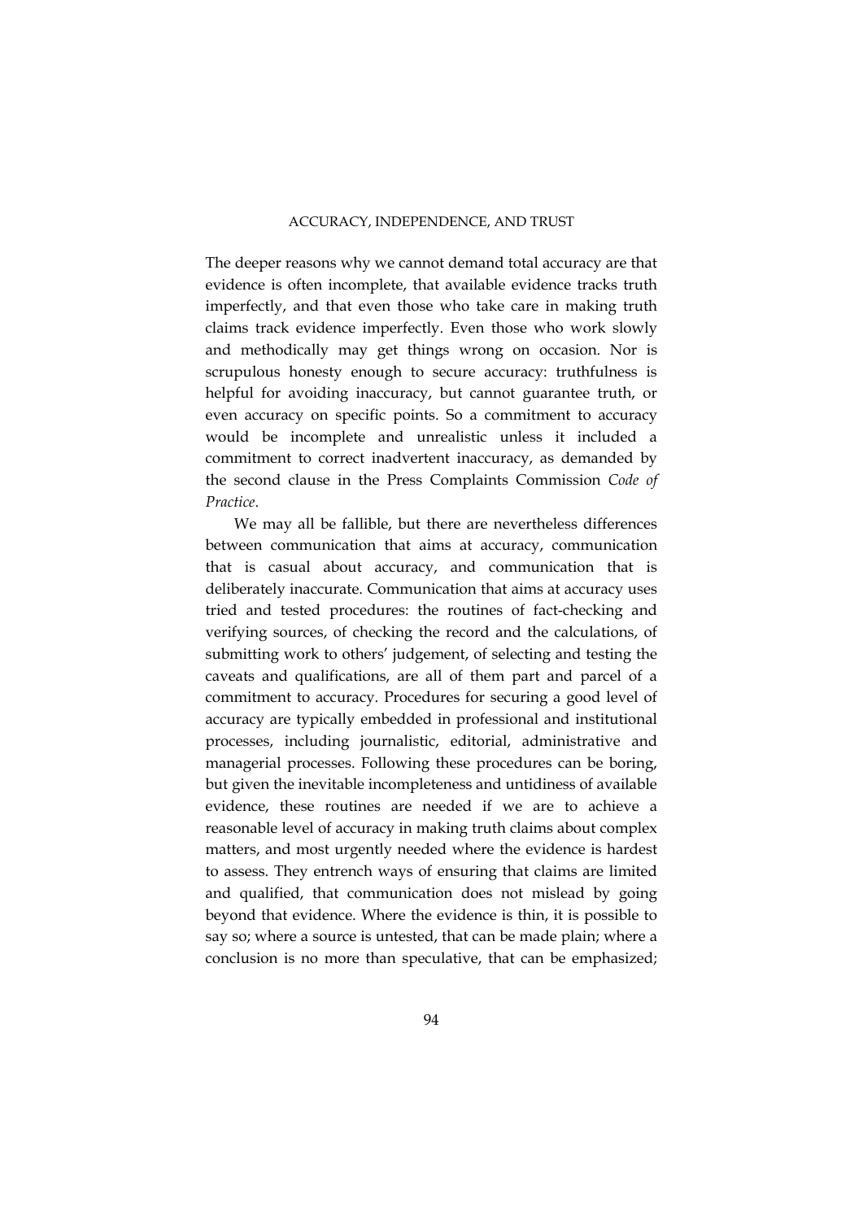The deeper reasons why we cannot demand total accuracy are that evidence is often incomplete, that available evidence tracks truth imperfectly, and that even those who take care in making truth claims track evidence imperfectly. Even those who work slowly and methodically may get things wrong on occasion. Nor is scrupulous honesty enough to secure accuracy: truthfulness is helpful for avoiding inaccuracy, but cannot guarantee truth, or even accuracy on specific points. So a commitment to accuracy would be incomplete and unrealistic unless it included a commitment to correct inadvertent inaccuracy, as demanded by the second clause in the Press Complaints Commission *Code of Practice*.

We may all be fallible, but there are nevertheless differences between communication that aims at accuracy, communication that is casual about accuracy, and communication that is deliberately inaccurate. Communication that aims at accuracy uses tried and tested procedures: the routines of fact-checking and verifying sources, of checking the record and the calculations, of submitting work to others' judgement, of selecting and testing the caveats and qualifications, are all of them part and parcel of a commitment to accuracy. Procedures for securing a good level of accuracy are typically embedded in professional and institutional processes, including journalistic, editorial, administrative and managerial processes. Following these procedures can be boring, but given the inevitable incompleteness and untidiness of available evidence, these routines are needed if we are to achieve a reasonable level of accuracy in making truth claims about complex matters, and most urgently needed where the evidence is hardest to assess. They entrench ways of ensuring that claims are limited and qualified, that communication does not mislead by going beyond that evidence. Where the evidence is thin, it is possible to say so; where a source is untested, that can be made plain; where a conclusion is no more than speculative, that can be emphasized;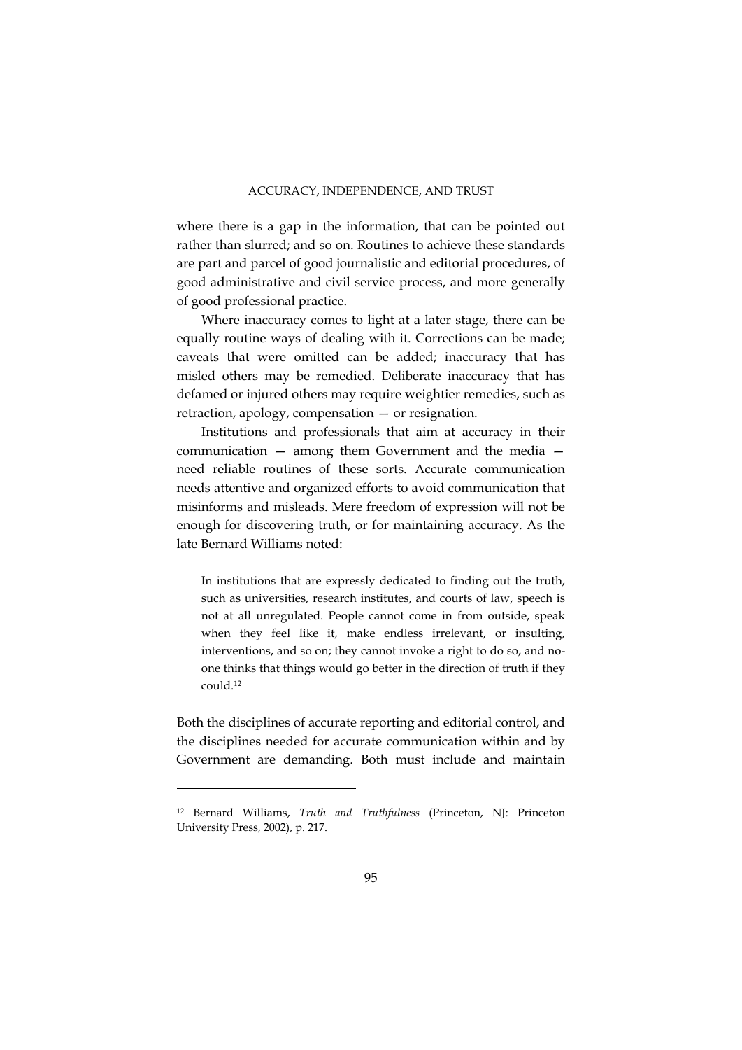where there is a gap in the information, that can be pointed out rather than slurred; and so on. Routines to achieve these standards are part and parcel of good journalistic and editorial procedures, of good administrative and civil service process, and more generally of good professional practice.

Where inaccuracy comes to light at a later stage, there can be equally routine ways of dealing with it. Corrections can be made; caveats that were omitted can be added; inaccuracy that has misled others may be remedied. Deliberate inaccuracy that has defamed or injured others may require weightier remedies, such as retraction, apology, compensation — or resignation.

Institutions and professionals that aim at accuracy in their communication — among them Government and the media — need reliable routines of these sorts. Accurate communication needs attentive and organized efforts to avoid communication that misinforms and misleads. Mere freedom of expression will not be enough for discovering truth, or for maintaining accuracy. As the late Bernard Williams noted:

> In institutions that are expressly dedicated to finding out the truth, such as universities, research institutes, and courts of law, speech is not at all unregulated. People cannot come in from outside, speak when they feel like it, make endless irrelevant, or insulting, interventions, and so on; they cannot invoke a right to do so, and no-one thinks that things would go better in the direction of truth if they could.[12]

Both the disciplines of accurate reporting and editorial control, and the disciplines needed for accurate communication within and by Government are demanding. Both must include and maintain

---

[12] Bernard Williams, *Truth and Truthfulness* (Princeton, NJ: Princeton University Press, 2002), p. 217.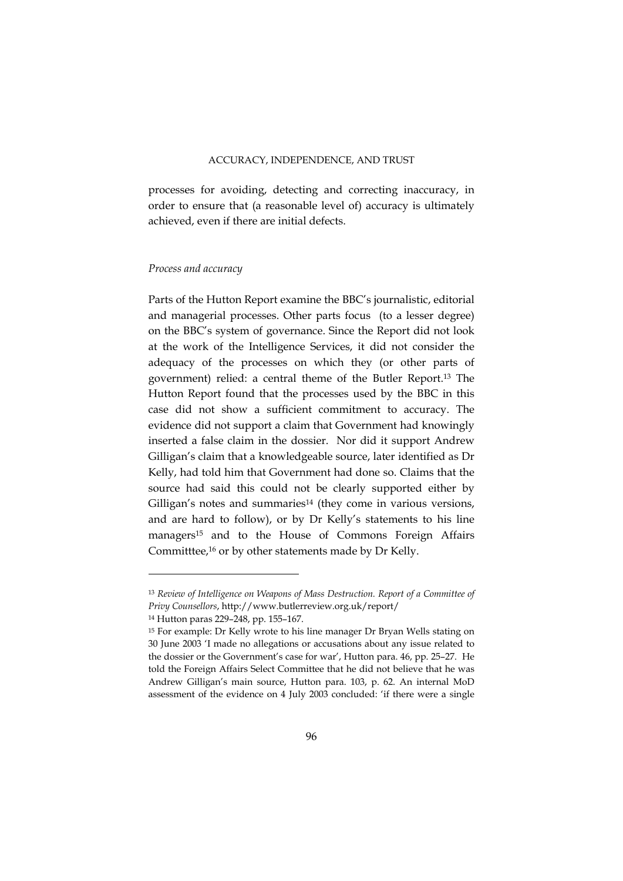processes for avoiding, detecting and correcting inaccuracy, in order to ensure that (a reasonable level of) accuracy is ultimately achieved, even if there are initial defects.

*Process and accuracy*

Parts of the Hutton Report examine the BBC's journalistic, editorial and managerial processes. Other parts focus (to a lesser degree) on the BBC's system of governance. Since the Report did not look at the work of the Intelligence Services, it did not consider the adequacy of the processes on which they (or other parts of government) relied: a central theme of the Butler Report.[13] The Hutton Report found that the processes used by the BBC in this case did not show a sufficient commitment to accuracy. The evidence did not support a claim that Government had knowingly inserted a false claim in the dossier. Nor did it support Andrew Gilligan's claim that a knowledgeable source, later identified as Dr Kelly, had told him that Government had done so. Claims that the source had said this could not be clearly supported either by Gilligan's notes and summaries[14] (they come in various versions, and are hard to follow), or by Dr Kelly's statements to his line managers[15] and to the House of Commons Foreign Affairs Committtee,[16] or by other statements made by Dr Kelly.

---

[13] *Review of Intelligence on Weapons of Mass Destruction. Report of a Committee of Privy Counsellors*, http://www.butlerreview.org.uk/report/

[14] Hutton paras 229–248, pp. 155–167.

[15] For example: Dr Kelly wrote to his line manager Dr Bryan Wells stating on 30 June 2003 'I made no allegations or accusations about any issue related to the dossier or the Government's case for war', Hutton para. 46, pp. 25–27. He told the Foreign Affairs Select Committee that he did not believe that he was Andrew Gilligan's main source, Hutton para. 103, p. 62. An internal MoD assessment of the evidence on 4 July 2003 concluded: 'if there were a single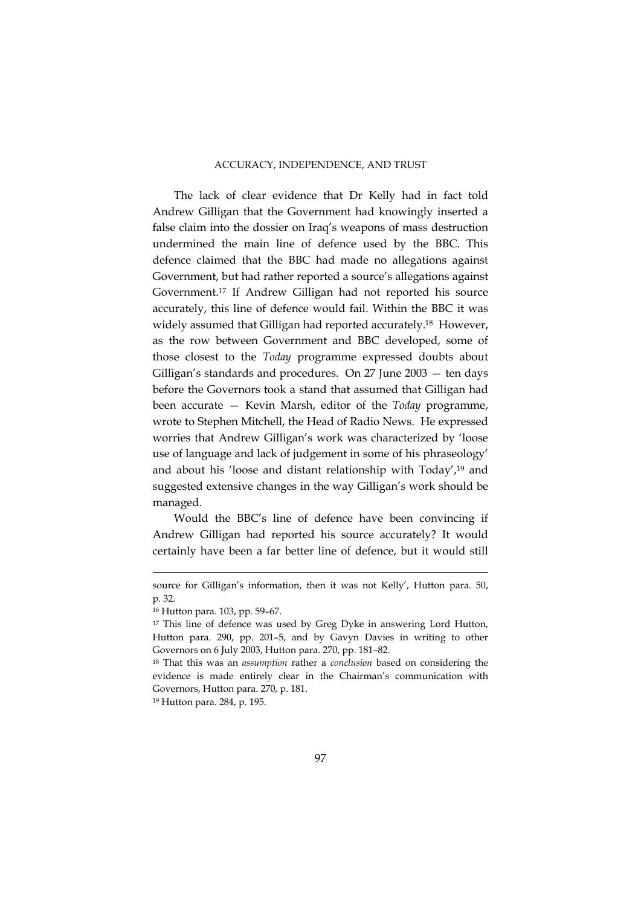The lack of clear evidence that Dr Kelly had in fact told Andrew Gilligan that the Government had knowingly inserted a false claim into the dossier on Iraq's weapons of mass destruction undermined the main line of defence used by the BBC. This defence claimed that the BBC had made no allegations against Government, but had rather reported a source's allegations against Government.[17] If Andrew Gilligan had not reported his source accurately, this line of defence would fail. Within the BBC it was widely assumed that Gilligan had reported accurately.[18] However, as the row between Government and BBC developed, some of those closest to the *Today* programme expressed doubts about Gilligan's standards and procedures. On 27 June 2003 — ten days before the Governors took a stand that assumed that Gilligan had been accurate — Kevin Marsh, editor of the *Today* programme, wrote to Stephen Mitchell, the Head of Radio News. He expressed worries that Andrew Gilligan's work was characterized by 'loose use of language and lack of judgement in some of his phraseology' and about his 'loose and distant relationship with Today',[19] and suggested extensive changes in the way Gilligan's work should be managed.

Would the BBC's line of defence have been convincing if Andrew Gilligan had reported his source accurately? It would certainly have been a far better line of defence, but it would still

---

source for Gilligan's information, then it was not Kelly', Hutton para. 50, p. 32.

[16] Hutton para. 103, pp. 59–67.

[17] This line of defence was used by Greg Dyke in answering Lord Hutton, Hutton para. 290, pp. 201–5, and by Gavyn Davies in writing to other Governors on 6 July 2003, Hutton para. 270, pp. 181–82.

[18] That this was an *assumption* rather a *conclusion* based on considering the evidence is made entirely clear in the Chairman's communication with Governors, Hutton para. 270, p. 181.

[19] Hutton para. 284, p. 195.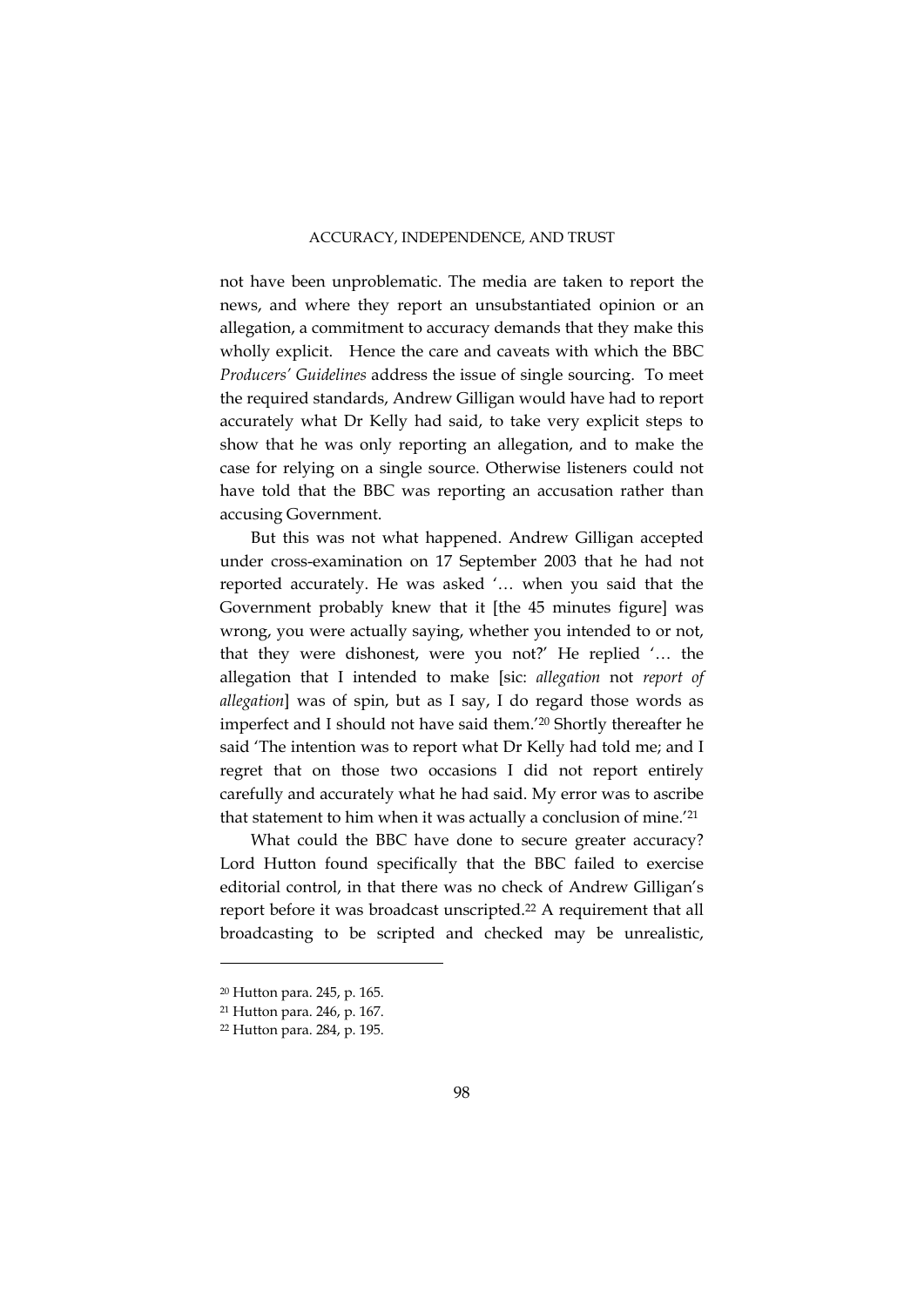not have been unproblematic. The media are taken to report the news, and where they report an unsubstantiated opinion or an allegation, a commitment to accuracy demands that they make this wholly explicit. Hence the care and caveats with which the BBC *Producers' Guidelines* address the issue of single sourcing. To meet the required standards, Andrew Gilligan would have had to report accurately what Dr Kelly had said, to take very explicit steps to show that he was only reporting an allegation, and to make the case for relying on a single source. Otherwise listeners could not have told that the BBC was reporting an accusation rather than accusing Government.

But this was not what happened. Andrew Gilligan accepted under cross-examination on 17 September 2003 that he had not reported accurately. He was asked '… when you said that the Government probably knew that it [the 45 minutes figure] was wrong, you were actually saying, whether you intended to or not, that they were dishonest, were you not?' He replied '… the allegation that I intended to make [sic: *allegation* not *report of allegation*] was of spin, but as I say, I do regard those words as imperfect and I should not have said them.'[20] Shortly thereafter he said 'The intention was to report what Dr Kelly had told me; and I regret that on those two occasions I did not report entirely carefully and accurately what he had said. My error was to ascribe that statement to him when it was actually a conclusion of mine.'[21]

What could the BBC have done to secure greater accuracy? Lord Hutton found specifically that the BBC failed to exercise editorial control, in that there was no check of Andrew Gilligan's report before it was broadcast unscripted.[22] A requirement that all broadcasting to be scripted and checked may be unrealistic,

---

[20] Hutton para. 245, p. 165.

[21] Hutton para. 246, p. 167.

[22] Hutton para. 284, p. 195.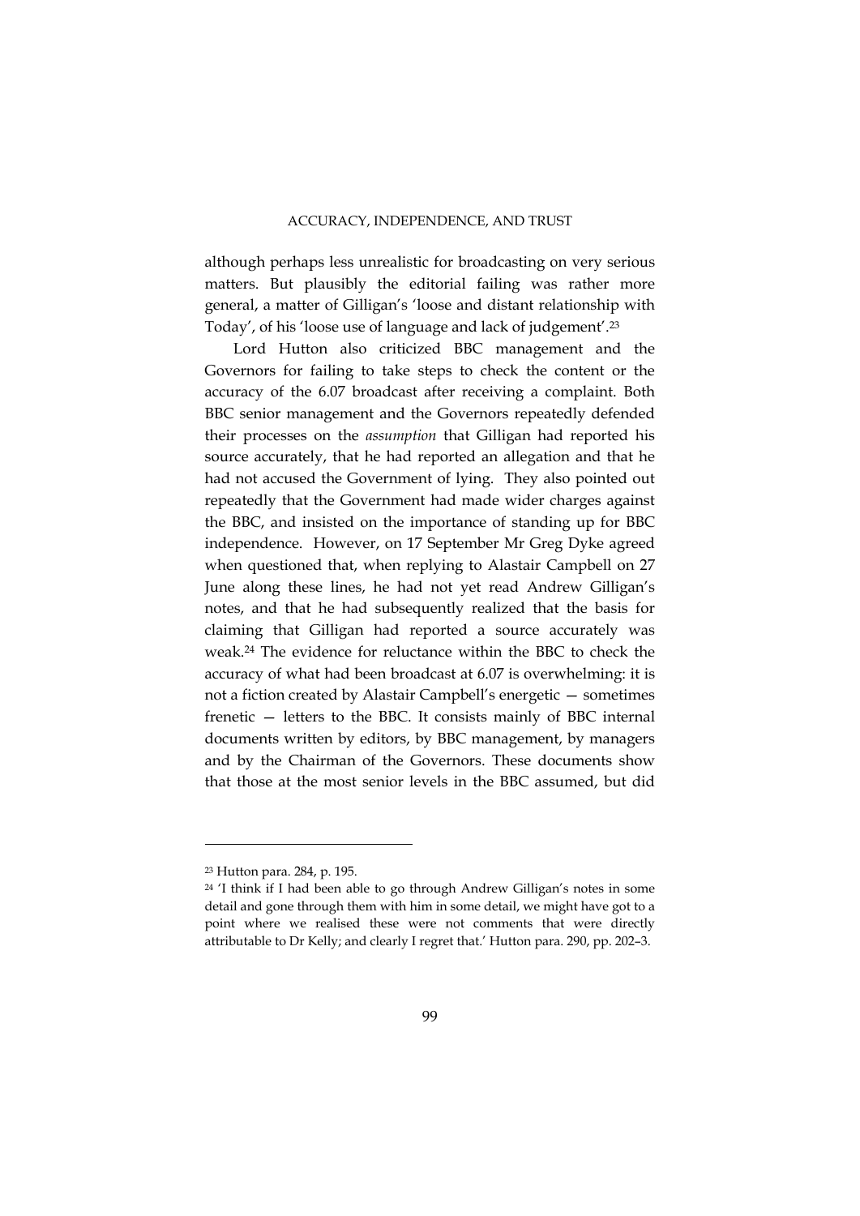although perhaps less unrealistic for broadcasting on very serious matters. But plausibly the editorial failing was rather more general, a matter of Gilligan's 'loose and distant relationship with Today', of his 'loose use of language and lack of judgement'.[23]

Lord Hutton also criticized BBC management and the Governors for failing to take steps to check the content or the accuracy of the 6.07 broadcast after receiving a complaint. Both BBC senior management and the Governors repeatedly defended their processes on the *assumption* that Gilligan had reported his source accurately, that he had reported an allegation and that he had not accused the Government of lying. They also pointed out repeatedly that the Government had made wider charges against the BBC, and insisted on the importance of standing up for BBC independence. However, on 17 September Mr Greg Dyke agreed when questioned that, when replying to Alastair Campbell on 27 June along these lines, he had not yet read Andrew Gilligan's notes, and that he had subsequently realized that the basis for claiming that Gilligan had reported a source accurately was weak.[24] The evidence for reluctance within the BBC to check the accuracy of what had been broadcast at 6.07 is overwhelming: it is not a fiction created by Alastair Campbell's energetic — sometimes frenetic — letters to the BBC. It consists mainly of BBC internal documents written by editors, by BBC management, by managers and by the Chairman of the Governors. These documents show that those at the most senior levels in the BBC assumed, but did

---

[23] Hutton para. 284, p. 195.

[24] 'I think if I had been able to go through Andrew Gilligan's notes in some detail and gone through them with him in some detail, we might have got to a point where we realised these were not comments that were directly attributable to Dr Kelly; and clearly I regret that.' Hutton para. 290, pp. 202–3.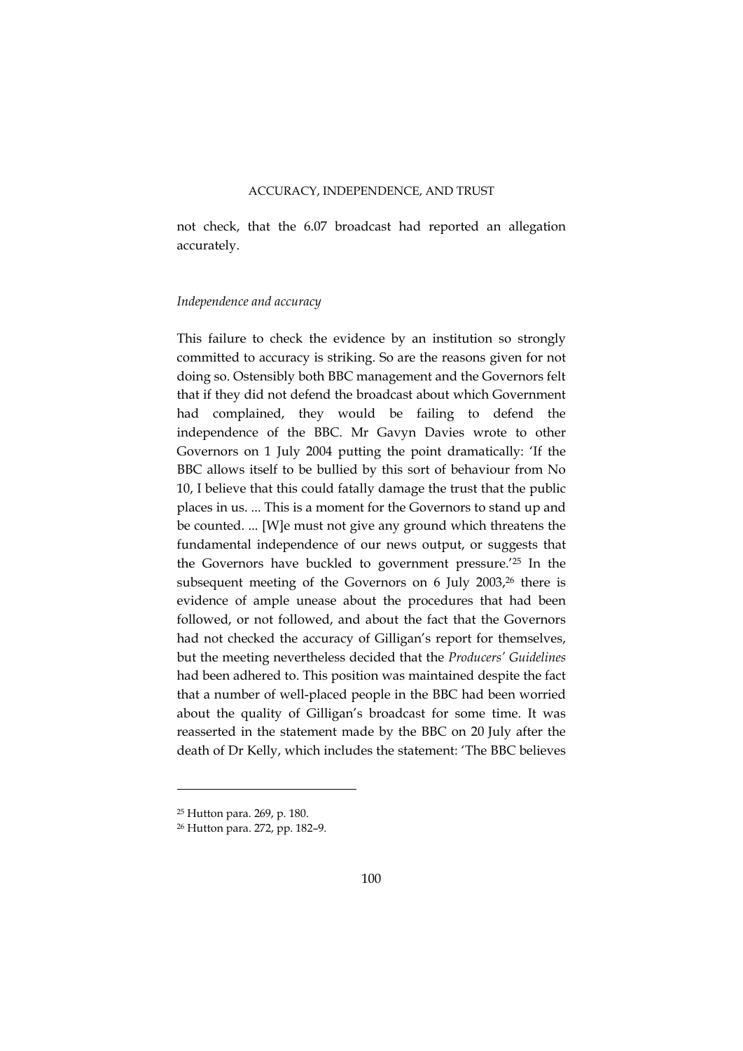not check, that the 6.07 broadcast had reported an allegation accurately.

*Independence and accuracy*

This failure to check the evidence by an institution so strongly committed to accuracy is striking. So are the reasons given for not doing so. Ostensibly both BBC management and the Governors felt that if they did not defend the broadcast about which Government had complained, they would be failing to defend the independence of the BBC. Mr Gavyn Davies wrote to other Governors on 1 July 2004 putting the point dramatically: 'If the BBC allows itself to be bullied by this sort of behaviour from No 10, I believe that this could fatally damage the trust that the public places in us. ... This is a moment for the Governors to stand up and be counted. ... [W]e must not give any ground which threatens the fundamental independence of our news output, or suggests that the Governors have buckled to government pressure.'[25] In the subsequent meeting of the Governors on 6 July 2003,[26] there is evidence of ample unease about the procedures that had been followed, or not followed, and about the fact that the Governors had not checked the accuracy of Gilligan's report for themselves, but the meeting nevertheless decided that the *Producers' Guidelines* had been adhered to. This position was maintained despite the fact that a number of well-placed people in the BBC had been worried about the quality of Gilligan's broadcast for some time. It was reasserted in the statement made by the BBC on 20 July after the death of Dr Kelly, which includes the statement: 'The BBC believes

[25] Hutton para. 269, p. 180.

[26] Hutton para. 272, pp. 182–9.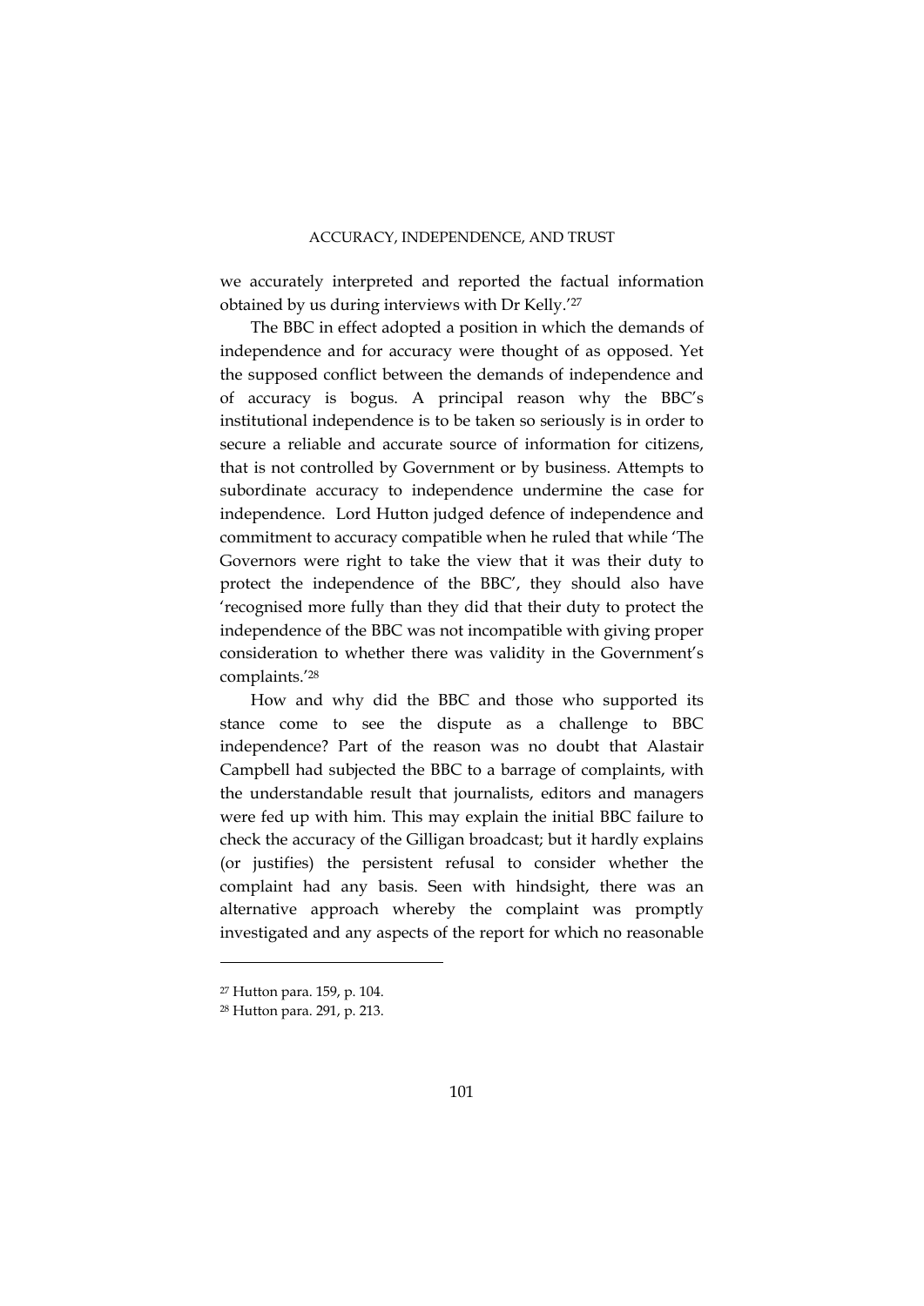we accurately interpreted and reported the factual information obtained by us during interviews with Dr Kelly.'[27]

The BBC in effect adopted a position in which the demands of independence and for accuracy were thought of as opposed. Yet the supposed conflict between the demands of independence and of accuracy is bogus. A principal reason why the BBC's institutional independence is to be taken so seriously is in order to secure a reliable and accurate source of information for citizens, that is not controlled by Government or by business. Attempts to subordinate accuracy to independence undermine the case for independence. Lord Hutton judged defence of independence and commitment to accuracy compatible when he ruled that while 'The Governors were right to take the view that it was their duty to protect the independence of the BBC', they should also have 'recognised more fully than they did that their duty to protect the independence of the BBC was not incompatible with giving proper consideration to whether there was validity in the Government's complaints.'[28]

How and why did the BBC and those who supported its stance come to see the dispute as a challenge to BBC independence? Part of the reason was no doubt that Alastair Campbell had subjected the BBC to a barrage of complaints, with the understandable result that journalists, editors and managers were fed up with him. This may explain the initial BBC failure to check the accuracy of the Gilligan broadcast; but it hardly explains (or justifies) the persistent refusal to consider whether the complaint had any basis. Seen with hindsight, there was an alternative approach whereby the complaint was promptly investigated and any aspects of the report for which no reasonable

---

[27] Hutton para. 159, p. 104.

[28] Hutton para. 291, p. 213.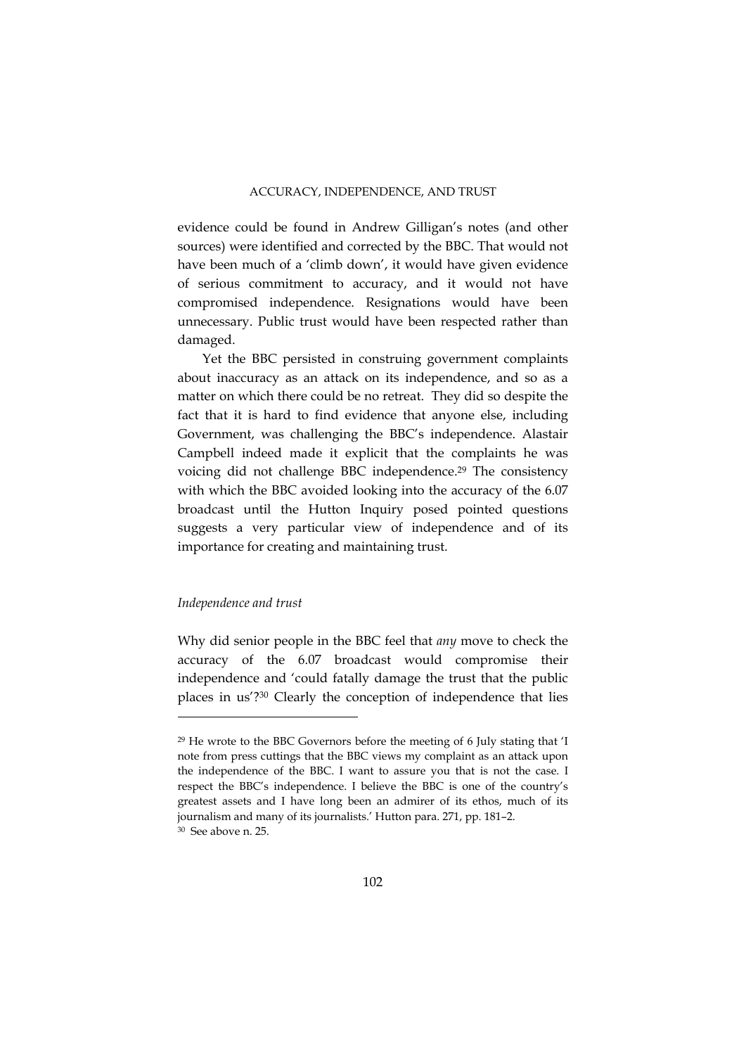evidence could be found in Andrew Gilligan's notes (and other sources) were identified and corrected by the BBC. That would not have been much of a 'climb down', it would have given evidence of serious commitment to accuracy, and it would not have compromised independence. Resignations would have been unnecessary. Public trust would have been respected rather than damaged.

Yet the BBC persisted in construing government complaints about inaccuracy as an attack on its independence, and so as a matter on which there could be no retreat. They did so despite the fact that it is hard to find evidence that anyone else, including Government, was challenging the BBC's independence. Alastair Campbell indeed made it explicit that the complaints he was voicing did not challenge BBC independence.[29] The consistency with which the BBC avoided looking into the accuracy of the 6.07 broadcast until the Hutton Inquiry posed pointed questions suggests a very particular view of independence and of its importance for creating and maintaining trust.

### *Independence and trust*

Why did senior people in the BBC feel that *any* move to check the accuracy of the 6.07 broadcast would compromise their independence and 'could fatally damage the trust that the public places in us'?[30] Clearly the conception of independence that lies

---

[29] He wrote to the BBC Governors before the meeting of 6 July stating that 'I note from press cuttings that the BBC views my complaint as an attack upon the independence of the BBC. I want to assure you that is not the case. I respect the BBC's independence. I believe the BBC is one of the country's greatest assets and I have long been an admirer of its ethos, much of its journalism and many of its journalists.' Hutton para. 271, pp. 181–2.

[30] See above n. 25.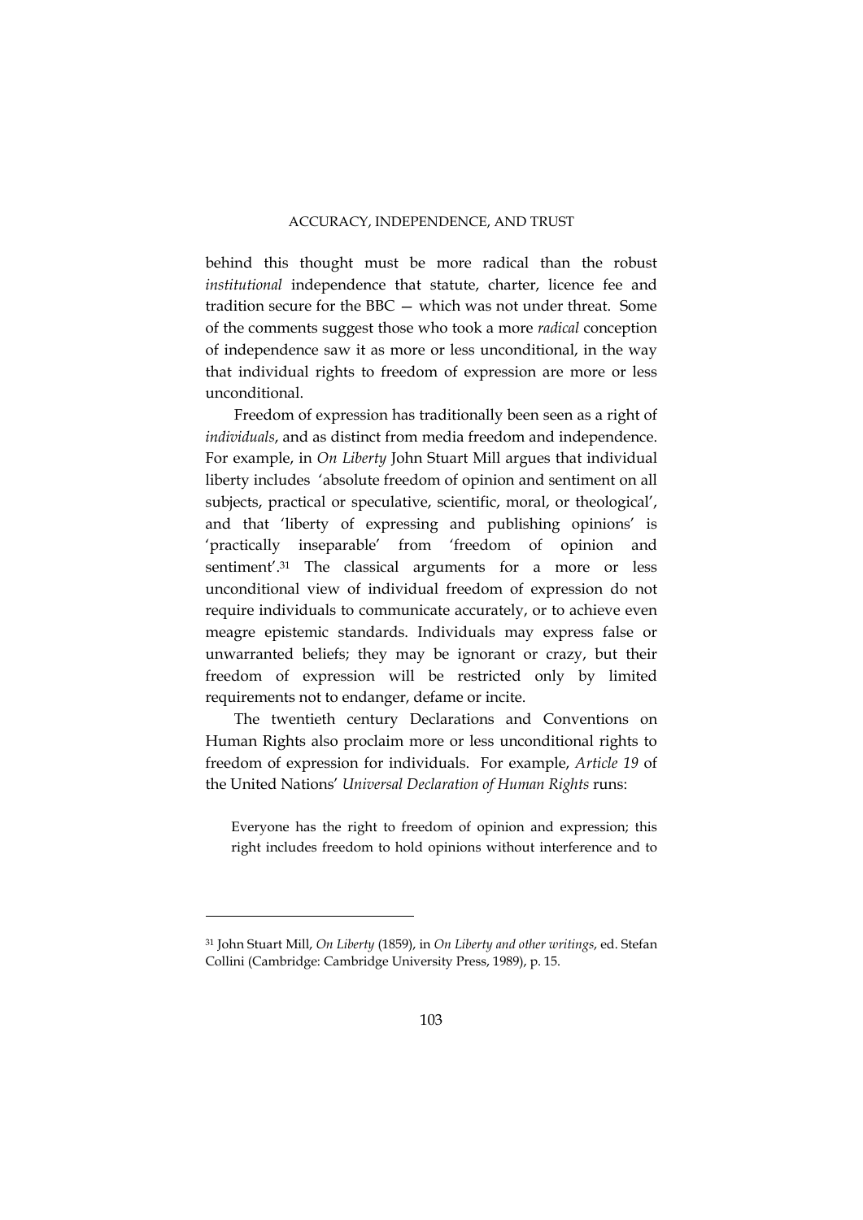behind this thought must be more radical than the robust *institutional* independence that statute, charter, licence fee and tradition secure for the BBC — which was not under threat. Some of the comments suggest those who took a more *radical* conception of independence saw it as more or less unconditional, in the way that individual rights to freedom of expression are more or less unconditional.

Freedom of expression has traditionally been seen as a right of *individuals*, and as distinct from media freedom and independence. For example, in *On Liberty* John Stuart Mill argues that individual liberty includes 'absolute freedom of opinion and sentiment on all subjects, practical or speculative, scientific, moral, or theological', and that 'liberty of expressing and publishing opinions' is 'practically inseparable' from 'freedom of opinion and sentiment'.[31] The classical arguments for a more or less unconditional view of individual freedom of expression do not require individuals to communicate accurately, or to achieve even meagre epistemic standards. Individuals may express false or unwarranted beliefs; they may be ignorant or crazy, but their freedom of expression will be restricted only by limited requirements not to endanger, defame or incite.

The twentieth century Declarations and Conventions on Human Rights also proclaim more or less unconditional rights to freedom of expression for individuals. For example, *Article 19* of the United Nations' *Universal Declaration of Human Rights* runs:

> Everyone has the right to freedom of opinion and expression; this right includes freedom to hold opinions without interference and to

---

[31] John Stuart Mill, *On Liberty* (1859), in *On Liberty and other writings*, ed. Stefan Collini (Cambridge: Cambridge University Press, 1989), p. 15.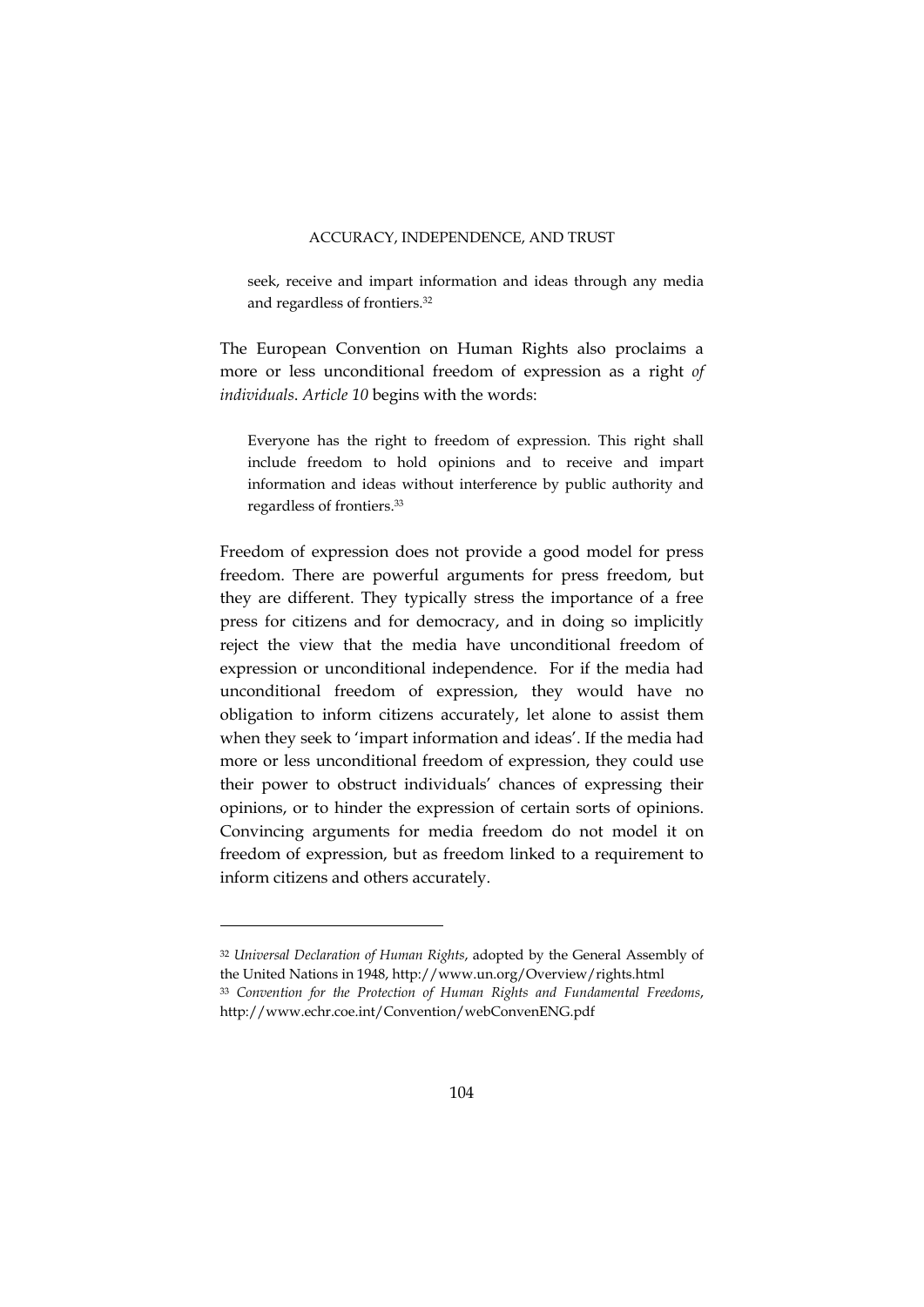> seek, receive and impart information and ideas through any media and regardless of frontiers.[32]

The European Convention on Human Rights also proclaims a more or less unconditional freedom of expression as a right *of individuals*. *Article 10* begins with the words:

> Everyone has the right to freedom of expression. This right shall include freedom to hold opinions and to receive and impart information and ideas without interference by public authority and regardless of frontiers.[33]

Freedom of expression does not provide a good model for press freedom. There are powerful arguments for press freedom, but they are different. They typically stress the importance of a free press for citizens and for democracy, and in doing so implicitly reject the view that the media have unconditional freedom of expression or unconditional independence. For if the media had unconditional freedom of expression, they would have no obligation to inform citizens accurately, let alone to assist them when they seek to 'impart information and ideas'. If the media had more or less unconditional freedom of expression, they could use their power to obstruct individuals' chances of expressing their opinions, or to hinder the expression of certain sorts of opinions. Convincing arguments for media freedom do not model it on freedom of expression, but as freedom linked to a requirement to inform citizens and others accurately.

---

[32] *Universal Declaration of Human Rights*, adopted by the General Assembly of the United Nations in 1948, http://www.un.org/Overview/rights.html

[33] *Convention for the Protection of Human Rights and Fundamental Freedoms*, http://www.echr.coe.int/Convention/webConvenENG.pdf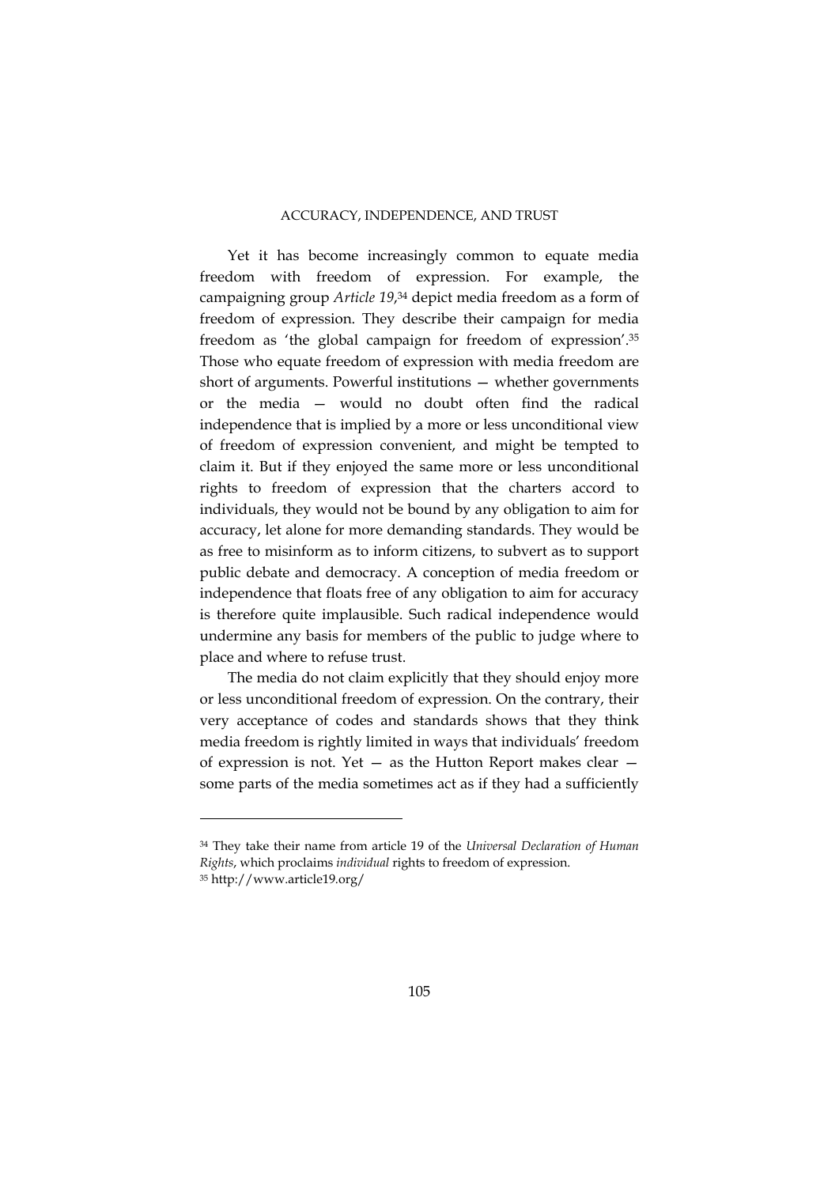Yet it has become increasingly common to equate media freedom with freedom of expression. For example, the campaigning group *Article 19*,[34] depict media freedom as a form of freedom of expression. They describe their campaign for media freedom as 'the global campaign for freedom of expression'.[35] Those who equate freedom of expression with media freedom are short of arguments. Powerful institutions — whether governments or the media — would no doubt often find the radical independence that is implied by a more or less unconditional view of freedom of expression convenient, and might be tempted to claim it. But if they enjoyed the same more or less unconditional rights to freedom of expression that the charters accord to individuals, they would not be bound by any obligation to aim for accuracy, let alone for more demanding standards. They would be as free to misinform as to inform citizens, to subvert as to support public debate and democracy. A conception of media freedom or independence that floats free of any obligation to aim for accuracy is therefore quite implausible. Such radical independence would undermine any basis for members of the public to judge where to place and where to refuse trust.

The media do not claim explicitly that they should enjoy more or less unconditional freedom of expression. On the contrary, their very acceptance of codes and standards shows that they think media freedom is rightly limited in ways that individuals' freedom of expression is not. Yet — as the Hutton Report makes clear — some parts of the media sometimes act as if they had a sufficiently

---

[34] They take their name from article 19 of the *Universal Declaration of Human Rights*, which proclaims *individual* rights to freedom of expression.

[35] http://www.article19.org/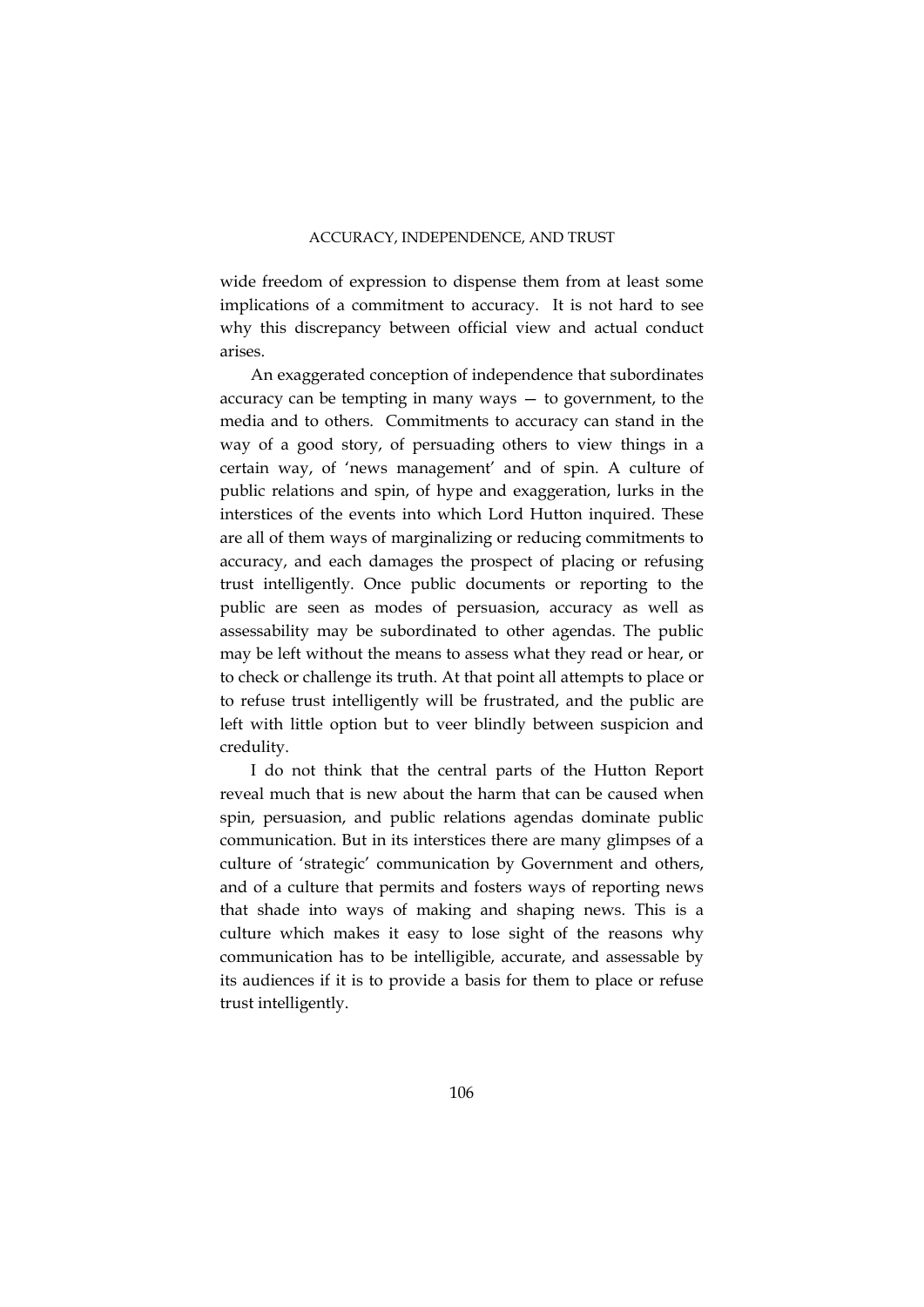wide freedom of expression to dispense them from at least some implications of a commitment to accuracy. It is not hard to see why this discrepancy between official view and actual conduct arises.

An exaggerated conception of independence that subordinates accuracy can be tempting in many ways — to government, to the media and to others. Commitments to accuracy can stand in the way of a good story, of persuading others to view things in a certain way, of 'news management' and of spin. A culture of public relations and spin, of hype and exaggeration, lurks in the interstices of the events into which Lord Hutton inquired. These are all of them ways of marginalizing or reducing commitments to accuracy, and each damages the prospect of placing or refusing trust intelligently. Once public documents or reporting to the public are seen as modes of persuasion, accuracy as well as assessability may be subordinated to other agendas. The public may be left without the means to assess what they read or hear, or to check or challenge its truth. At that point all attempts to place or to refuse trust intelligently will be frustrated, and the public are left with little option but to veer blindly between suspicion and credulity.

I do not think that the central parts of the Hutton Report reveal much that is new about the harm that can be caused when spin, persuasion, and public relations agendas dominate public communication. But in its interstices there are many glimpses of a culture of 'strategic' communication by Government and others, and of a culture that permits and fosters ways of reporting news that shade into ways of making and shaping news. This is a culture which makes it easy to lose sight of the reasons why communication has to be intelligible, accurate, and assessable by its audiences if it is to provide a basis for them to place or refuse trust intelligently.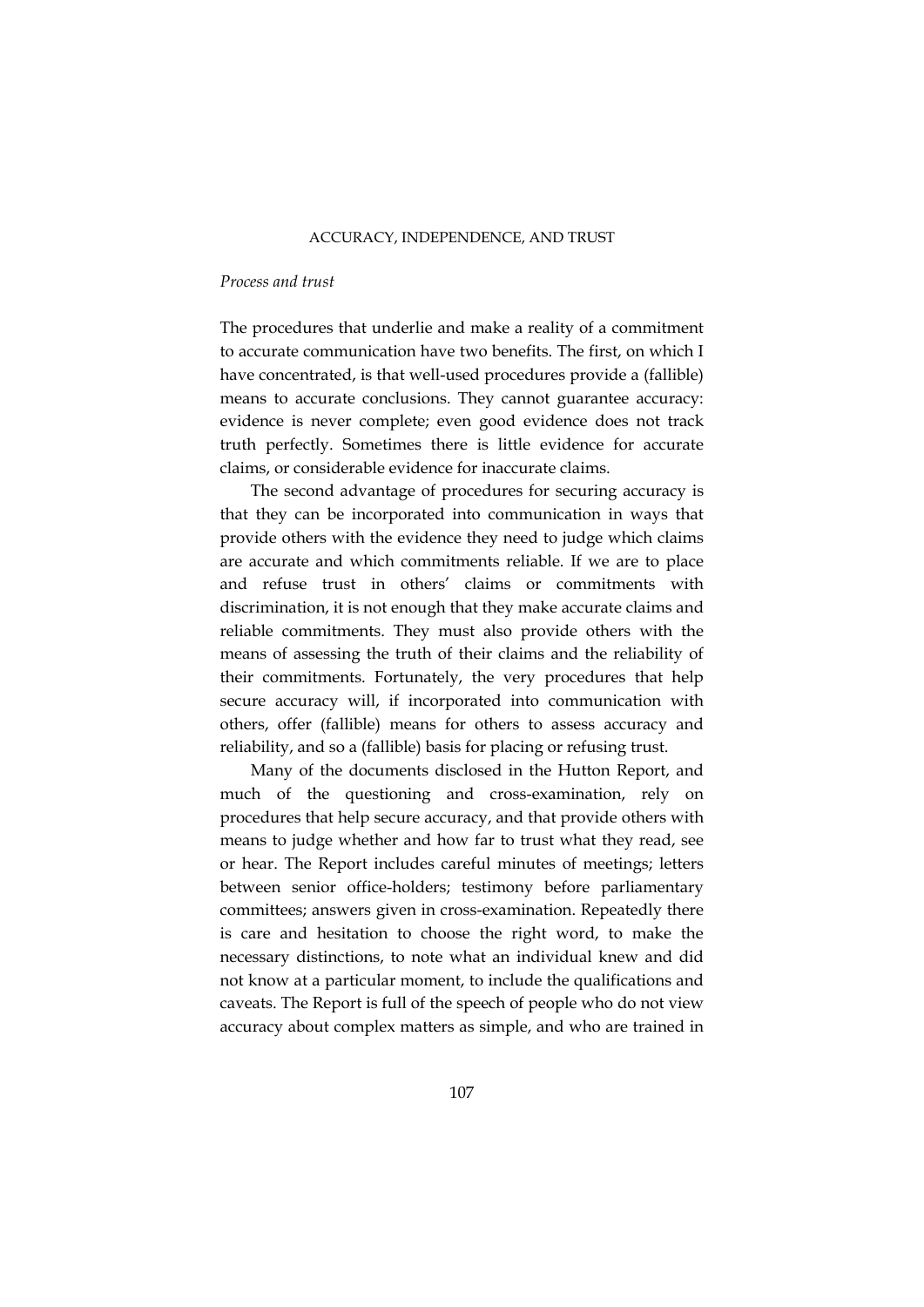*Process and trust*

The procedures that underlie and make a reality of a commitment to accurate communication have two benefits. The first, on which I have concentrated, is that well-used procedures provide a (fallible) means to accurate conclusions. They cannot guarantee accuracy: evidence is never complete; even good evidence does not track truth perfectly. Sometimes there is little evidence for accurate claims, or considerable evidence for inaccurate claims.

The second advantage of procedures for securing accuracy is that they can be incorporated into communication in ways that provide others with the evidence they need to judge which claims are accurate and which commitments reliable. If we are to place and refuse trust in others' claims or commitments with discrimination, it is not enough that they make accurate claims and reliable commitments. They must also provide others with the means of assessing the truth of their claims and the reliability of their commitments. Fortunately, the very procedures that help secure accuracy will, if incorporated into communication with others, offer (fallible) means for others to assess accuracy and reliability, and so a (fallible) basis for placing or refusing trust.

Many of the documents disclosed in the Hutton Report, and much of the questioning and cross-examination, rely on procedures that help secure accuracy, and that provide others with means to judge whether and how far to trust what they read, see or hear. The Report includes careful minutes of meetings; letters between senior office-holders; testimony before parliamentary committees; answers given in cross-examination. Repeatedly there is care and hesitation to choose the right word, to make the necessary distinctions, to note what an individual knew and did not know at a particular moment, to include the qualifications and caveats. The Report is full of the speech of people who do not view accuracy about complex matters as simple, and who are trained in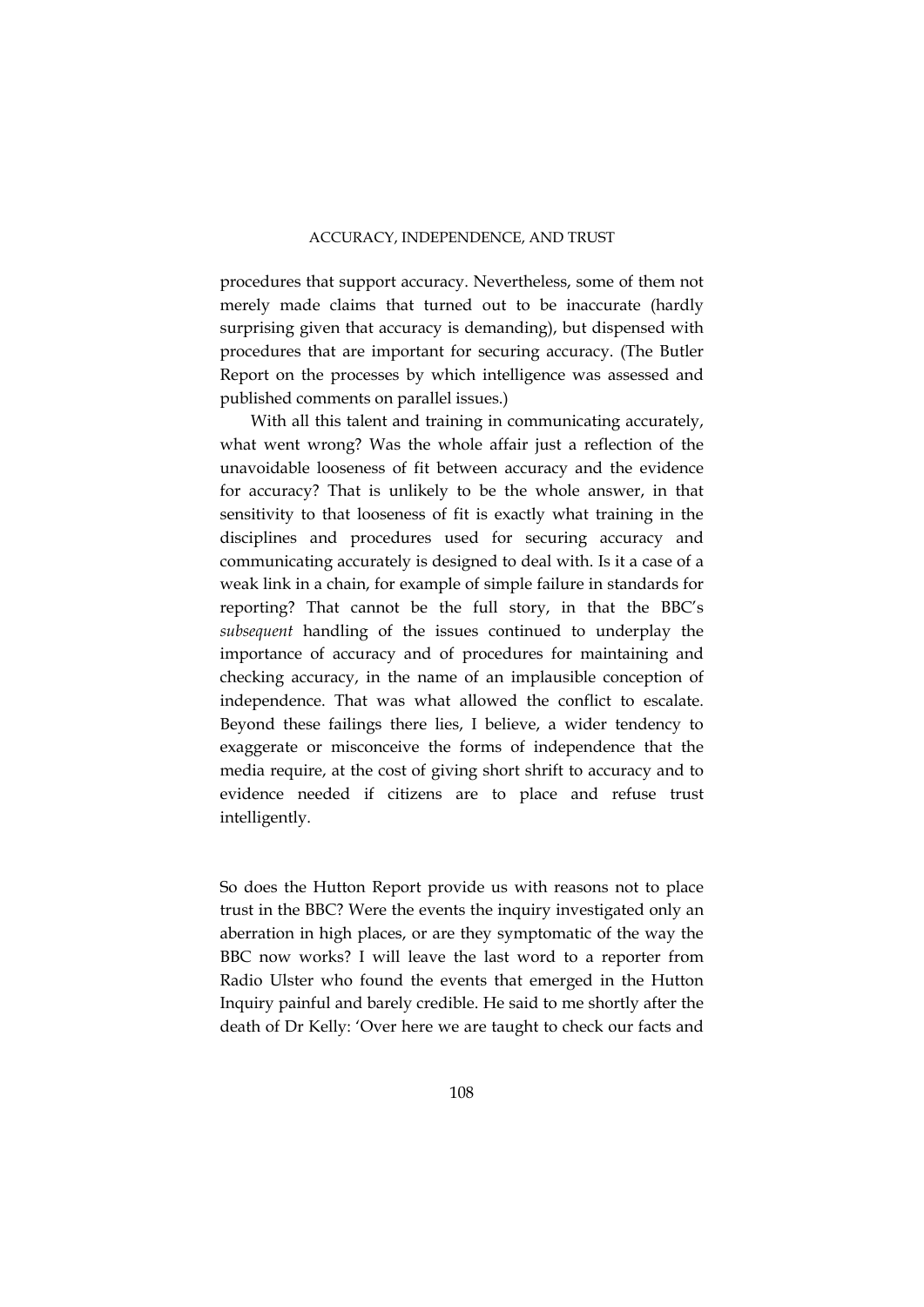procedures that support accuracy. Nevertheless, some of them not merely made claims that turned out to be inaccurate (hardly surprising given that accuracy is demanding), but dispensed with procedures that are important for securing accuracy. (The Butler Report on the processes by which intelligence was assessed and published comments on parallel issues.)

With all this talent and training in communicating accurately, what went wrong? Was the whole affair just a reflection of the unavoidable looseness of fit between accuracy and the evidence for accuracy? That is unlikely to be the whole answer, in that sensitivity to that looseness of fit is exactly what training in the disciplines and procedures used for securing accuracy and communicating accurately is designed to deal with. Is it a case of a weak link in a chain, for example of simple failure in standards for reporting? That cannot be the full story, in that the BBC's *subsequent* handling of the issues continued to underplay the importance of accuracy and of procedures for maintaining and checking accuracy, in the name of an implausible conception of independence. That was what allowed the conflict to escalate. Beyond these failings there lies, I believe, a wider tendency to exaggerate or misconceive the forms of independence that the media require, at the cost of giving short shrift to accuracy and to evidence needed if citizens are to place and refuse trust intelligently.

So does the Hutton Report provide us with reasons not to place trust in the BBC? Were the events the inquiry investigated only an aberration in high places, or are they symptomatic of the way the BBC now works? I will leave the last word to a reporter from Radio Ulster who found the events that emerged in the Hutton Inquiry painful and barely credible. He said to me shortly after the death of Dr Kelly: 'Over here we are taught to check our facts and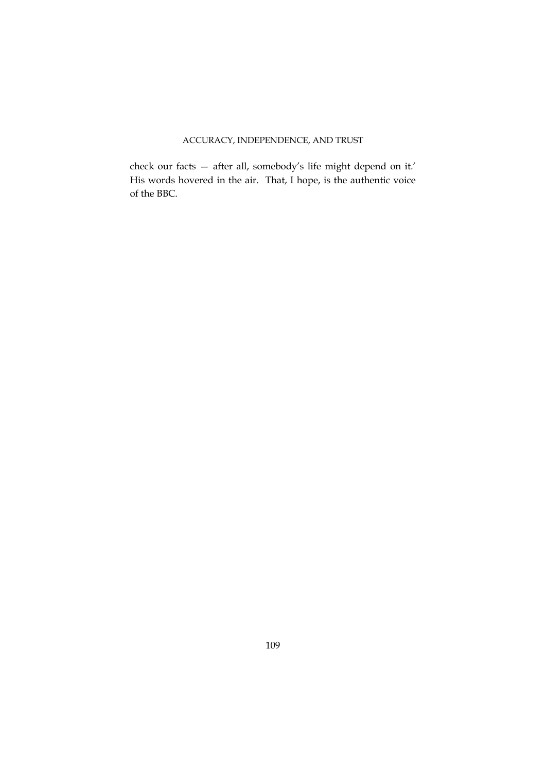check our facts — after all, somebody's life might depend on it.' His words hovered in the air. That, I hope, is the authentic voice of the BBC.